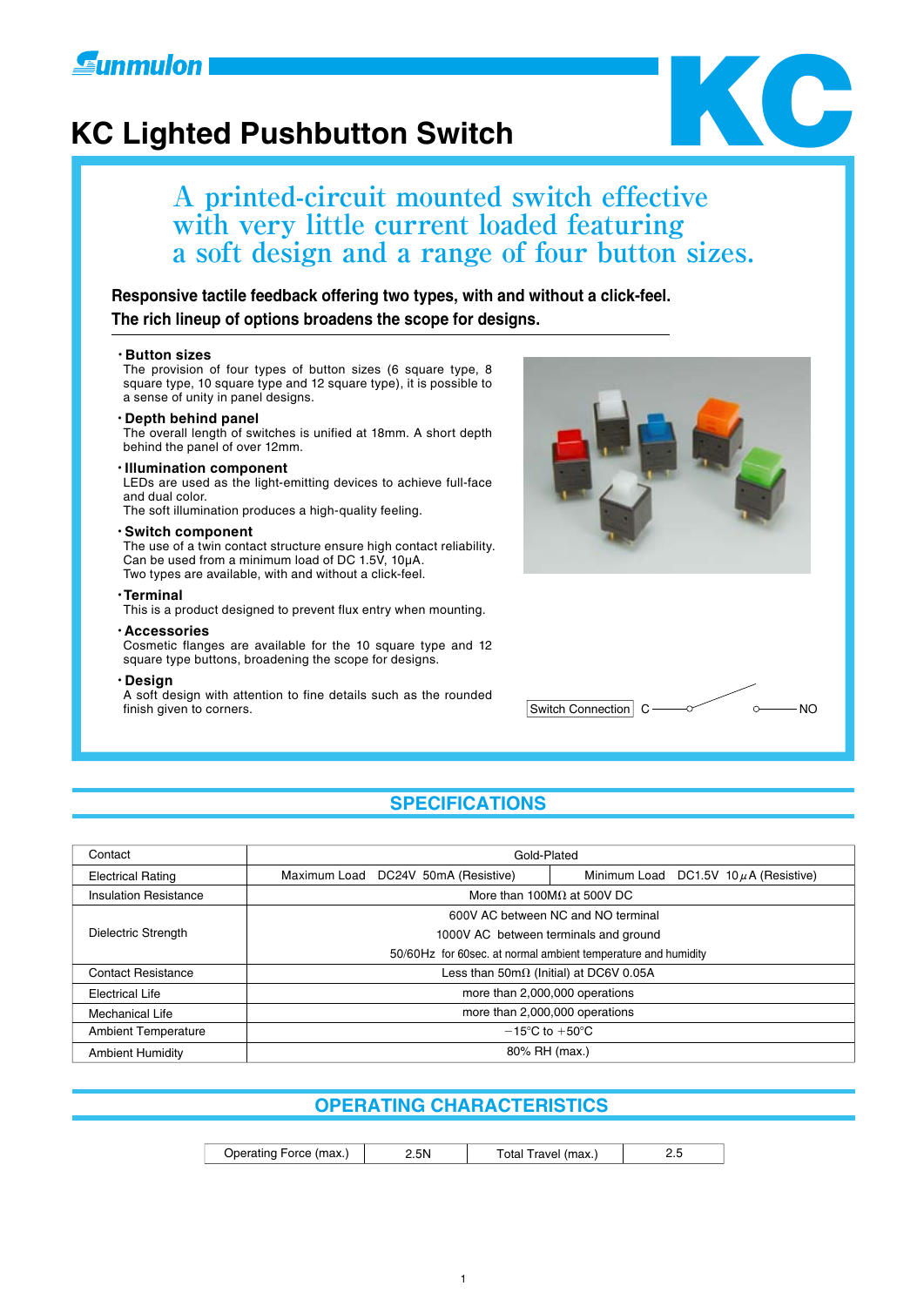# KC Lighted Pushbutton Switch

Sunmulon

KC

## A printed-circuit mounted switch effective with very little current loaded featuring a soft design and a range of four button sizes.

**Responsive tactile feedback offering two types, with and without a click-feel.**
**The rich lineup of options broadens the scope for designs.**

- **Button sizes**
  The provision of four types of button sizes (6 square type, 8 square type, 10 square type and 12 square type), it is possible to a sense of unity in panel designs.
- **Depth behind panel**
  The overall length of switches is unified at 18mm. A short depth behind the panel of over 12mm.
- **Illumination component**
  LEDs are used as the light-emitting devices to achieve full-face and dual color.
  The soft illumination produces a high-quality feeling.
- **Switch component**
  The use of a twin contact structure ensure high contact reliability.
  Can be used from a minimum load of DC 1.5V, 10μA.
  Two types are available, with and without a click-feel.
- **Terminal**
  This is a product designed to prevent flux entry when mounting.
- **Accessories**
  Cosmetic flanges are available for the 10 square type and 12 square type buttons, broadening the scope for designs.
- **Design**
  A soft design with attention to fine details such as the rounded finish given to corners.

Switch Connection C — NO

## SPECIFICATIONS

| | | |
|---|---|---|
| Contact | Gold-Plated | |
| Electrical Rating | Maximum Load DC24V 50mA (Resistive) | Minimum Load DC1.5V 10μA (Resistive) |
| Insulation Resistance | More than 100MΩ at 500V DC | |
| Dielectric Strength | 600V AC between NC and NO terminal<br>1000V AC between terminals and ground<br>50/60Hz for 60sec. at normal ambient temperature and humidity | |
| Contact Resistance | Less than 50mΩ (Initial) at DC6V 0.05A | |
| Electrical Life | more than 2,000,000 operations | |
| Mechanical Life | more than 2,000,000 operations | |
| Ambient Temperature | −15°C to +50°C | |
| Ambient Humidity | 80% RH (max.) | |

## OPERATING CHARACTERISTICS

| Operating Force (max.) | 2.5N | Total Travel (max.) | 2.5 |
|---|---|---|---|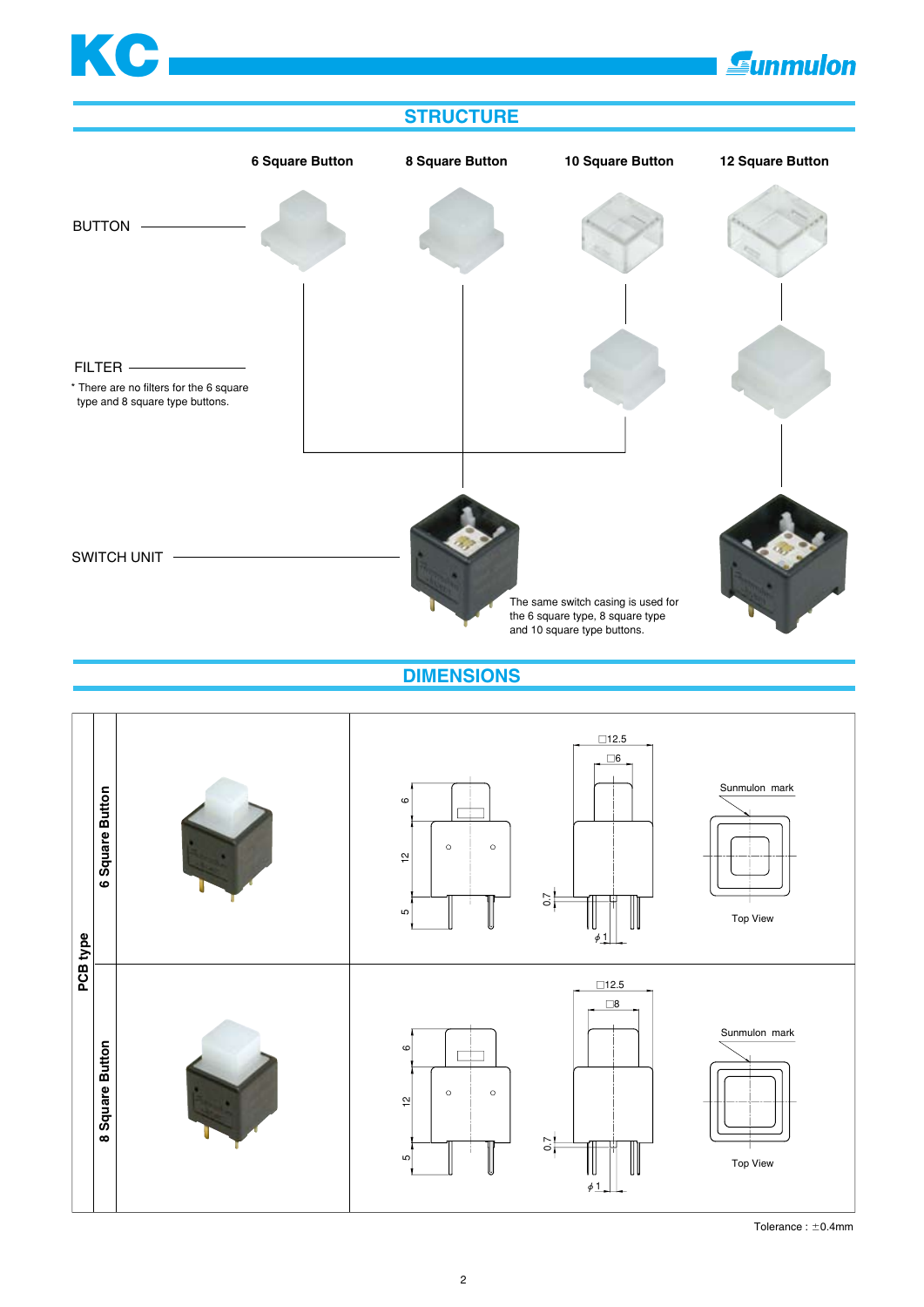## STRUCTURE

| | 6 Square Button | 8 Square Button | 10 Square Button | 12 Square Button |
|---|---|---|---|---|
| BUTTON | | | | |
| FILTER | | | | |
| SWITCH UNIT | | | | |

\* There are no filters for the 6 square type and 8 square type buttons.

The same switch casing is used for the 6 square type, 8 square type and 10 square type buttons.

## DIMENSIONS

**PCB type**

**6 Square Button**

□12.5

□6

6

12

5

0.7

ϕ1

Sunmulon mark

Top View

**8 Square Button**

□12.5

□8

6

12

5

0.7

ϕ1

Sunmulon mark

Top View

Tolerance : ±0.4mm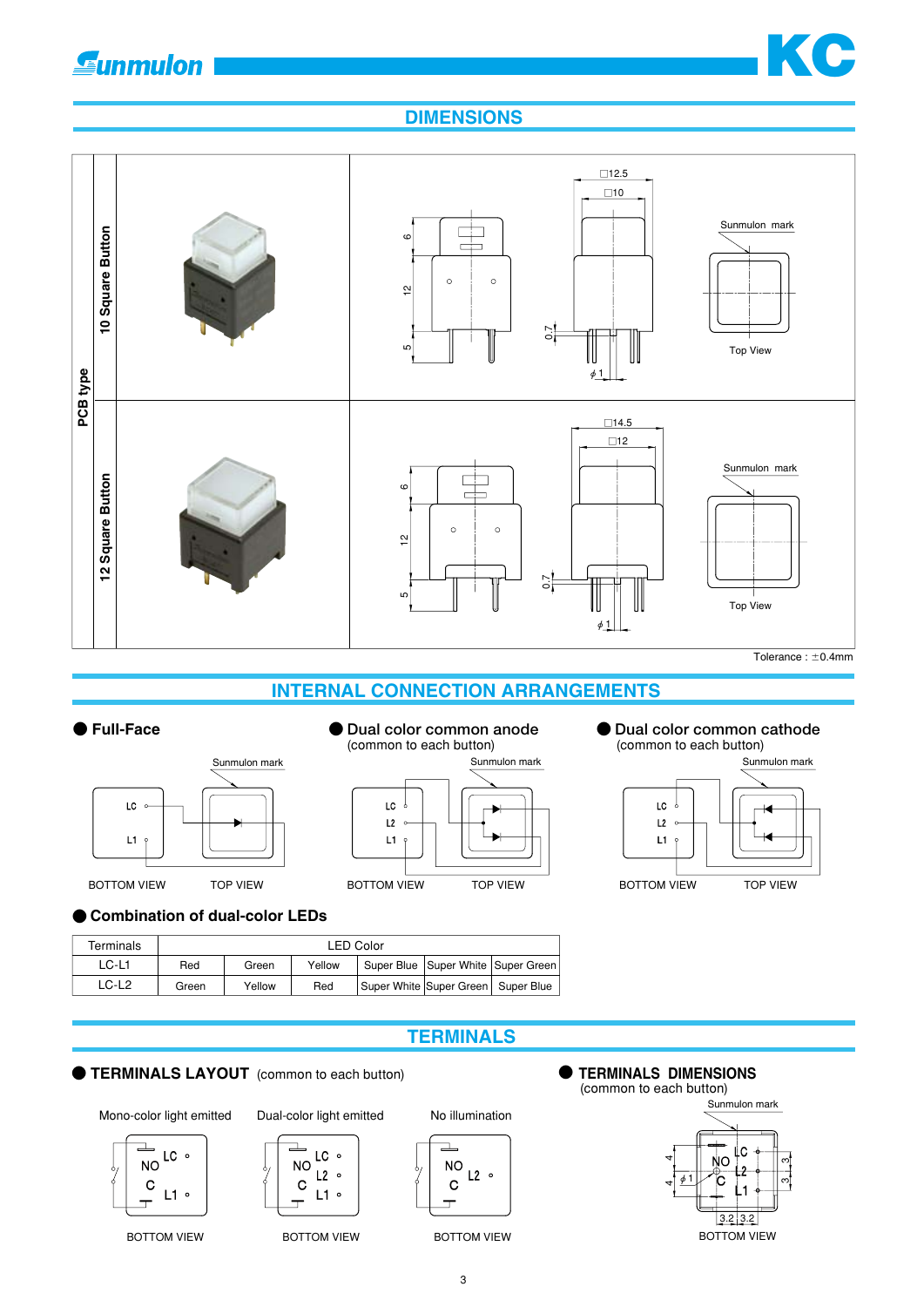## DIMENSIONS

**PCB type**

**10 Square Button**

□12.5
□10

6
12
5
0.7
ϕ 1

Sunmulon mark

Top View

**12 Square Button**

□14.5
□12

6
12
5
0.7
ϕ 1

Sunmulon mark

Top View

Tolerance : ±0.4mm

## INTERNAL CONNECTION ARRANGEMENTS

● **Full-Face**

Sunmulon mark

LC
L1

BOTTOM VIEW TOP VIEW

● **Dual color common anode**
(common to each button)

Sunmulon mark

LC
L2
L1

BOTTOM VIEW TOP VIEW

● **Dual color common cathode**
(common to each button)

Sunmulon mark

LC
L2
L1

BOTTOM VIEW TOP VIEW

● **Combination of dual-color LEDs**

| Terminals | LED Color | | | | | |
|---|---|---|---|---|---|---|
| LC-L1 | Red | Green | Yellow | Super Blue | Super White | Super Green |
| LC-L2 | Green | Yellow | Red | Super White | Super Green | Super Blue |

## TERMINALS

● **TERMINALS LAYOUT** (common to each button)

Mono-color light emitted

NO LC
C L1

BOTTOM VIEW

Dual-color light emitted

NO LC
L2
C L1

BOTTOM VIEW

No illumination

NO
C L2

BOTTOM VIEW

● **TERMINALS DIMENSIONS**
(common to each button)

Sunmulon mark

NO LC
L2
C L1

4
4
ϕ 1
3
3
3.2 3.2

BOTTOM VIEW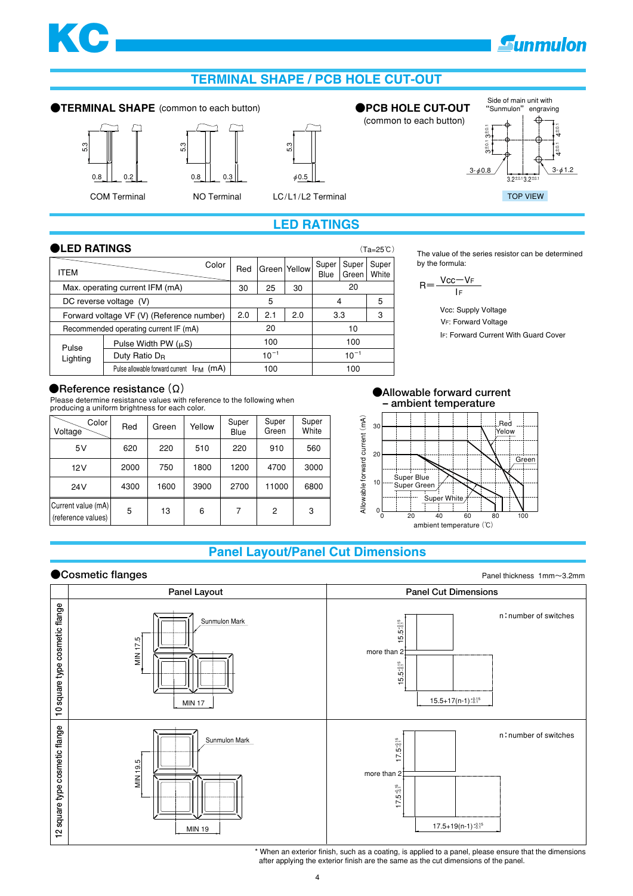## TERMINAL SHAPE / PCB HOLE CUT-OUT

### ●TERMINAL SHAPE (common to each button)

COM Terminal　　NO Terminal　　LC/L1/L2 Terminal

### ●PCB HOLE CUT-OUT

(common to each button)

Side of main unit with "Sunmulon" engraving

TOP VIEW

## LED RATINGS

### ●LED RATINGS

(Ta=25℃)

| ITEM \ Color | | Red | Green | Yellow | Super Blue | Super Green | Super White |
|---|---|---|---|---|---|---|---|
| Max. operating current IFM (mA) | | 30 | 25 | 30 | 20 | | |
| DC reverse voltage (V) | | | 5 | | 4 | | 5 |
| Forward voltage VF (V) (Reference number) | | 2.0 | 2.1 | 2.0 | 3.3 | | 3 |
| Recommended operating current IF (mA) | | | 20 | | 10 | | |
| Pulse Lighting | Pulse Width PW (μS) | | 100 | | 100 | | |
| | Duty Ratio $D_R$ | | $10^{-1}$ | | $10^{-1}$ | | |
| | Pulse allowable forward current $I_{FM}$ (mA) | | 100 | | 100 | | |

The value of the series resistor can be determined by the formula:

$$R = \frac{Vcc - V_F}{I_F}$$

Vcc: Supply Voltage
$V_F$: Forward Voltage
$I_F$: Forward Current With Guard Cover

### ●Reference resistance (Ω)

Please determine resistance values with reference to the following when producing a uniform brightness for each color.

| Voltage \ Color | Red | Green | Yellow | Super Blue | Super Green | Super White |
|---|---|---|---|---|---|---|
| 5V | 620 | 220 | 510 | 220 | 910 | 560 |
| 12V | 2000 | 750 | 1800 | 1200 | 4700 | 3000 |
| 24V | 4300 | 1600 | 3900 | 2700 | 11000 | 6800 |
| Current value (mA) (reference values) | 5 | 13 | 6 | 7 | 2 | 3 |

### ●Allowable forward current – ambient temperature

## Panel Layout/Panel Cut Dimensions

### ●Cosmetic flanges

Panel thickness 1mm〜3.2mm

| | Panel Layout | Panel Cut Dimensions |
|---|---|---|
| 10 square type cosmetic flange | Sunmulon Mark; MIN 17.5; MIN 17 | n: number of switches; $15.5^{+0.15}_{-0.1}$; more than 2; $15.5+17(n-1)^{+0.15}_{-0.1}$ |
| 12 square type cosmetic flange | Sunmulon Mark; MIN 19.5; MIN 19 | n: number of switches; $17.5^{+0.15}_{-0.1}$; more than 2; $17.5+19(n-1)^{+0.15}_{-0.1}$ |

* When an exterior finish, such as a coating, is applied to a panel, please ensure that the dimensions after applying the exterior finish are the same as the cut dimensions of the panel.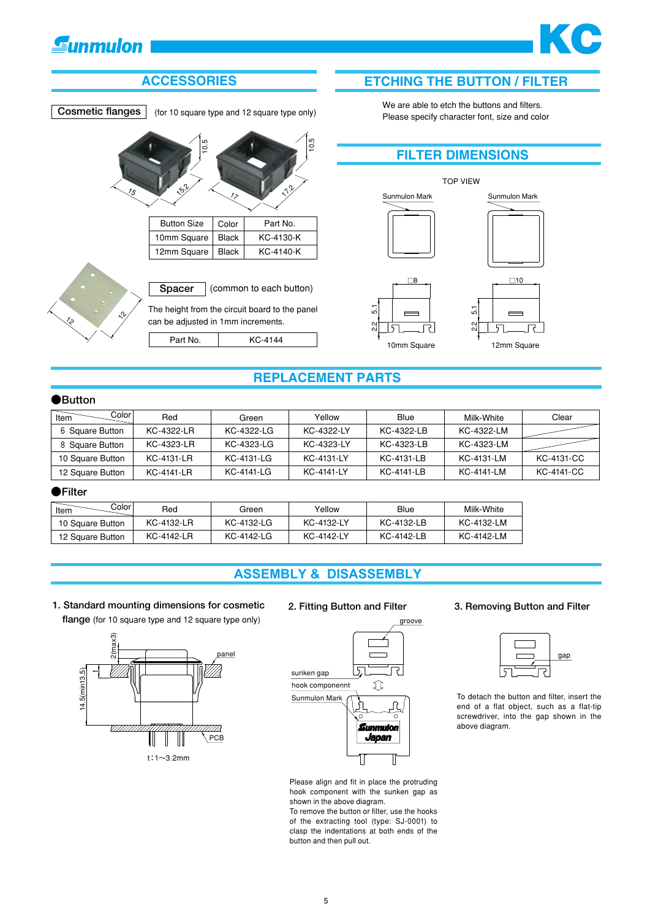# ACCESSORIES

**Cosmetic flanges** (for 10 square type and 12 square type only)

| Button Size | Color | Part No. |
|---|---|---|
| 10mm Square | Black | KC-4130-K |
| 12mm Square | Black | KC-4140-K |

**Spacer** (common to each button)

The height from the circuit board to the panel can be adjusted in 1mm increments.

| Part No. | KC-4144 |
|---|---|

# ETCHING THE BUTTON / FILTER

We are able to etch the buttons and filters.
Please specify character font, size and color

# FILTER DIMENSIONS

TOP VIEW

10mm Square

12mm Square

# REPLACEMENT PARTS

## ●Button

| Item \ Color | Red | Green | Yellow | Blue | Milk-White | Clear |
|---|---|---|---|---|---|---|
| 6 Square Button | KC-4322-LR | KC-4322-LG | KC-4322-LY | KC-4322-LB | KC-4322-LM | |
| 8 Square Button | KC-4323-LR | KC-4323-LG | KC-4323-LY | KC-4323-LB | KC-4323-LM | |
| 10 Square Button | KC-4131-LR | KC-4131-LG | KC-4131-LY | KC-4131-LB | KC-4131-LM | KC-4131-CC |
| 12 Square Button | KC-4141-LR | KC-4141-LG | KC-4141-LY | KC-4141-LB | KC-4141-LM | KC-4141-CC |

## ●Filter

| Item \ Color | Red | Green | Yellow | Blue | Milk-White |
|---|---|---|---|---|---|
| 10 Square Button | KC-4132-LR | KC-4132-LG | KC-4132-LY | KC-4132-LB | KC-4132-LM |
| 12 Square Button | KC-4142-LR | KC-4142-LG | KC-4142-LY | KC-4142-LB | KC-4142-LM |

# ASSEMBLY & DISASSEMBLY

### 1. Standard mounting dimensions for cosmetic flange (for 10 square type and 12 square type only)

t：1〜3.2mm

### 2. Fitting Button and Filter

Please align and fit in place the protruding hook component with the sunken gap as shown in the above diagram.
To remove the button or filter, use the hooks of the extracting tool (type: SJ-0001) to clasp the indentations at both ends of the button and then pull out.

### 3. Removing Button and Filter

To detach the button and filter, insert the end of a flat object, such as a flat-tip screwdriver, into the gap shown in the above diagram.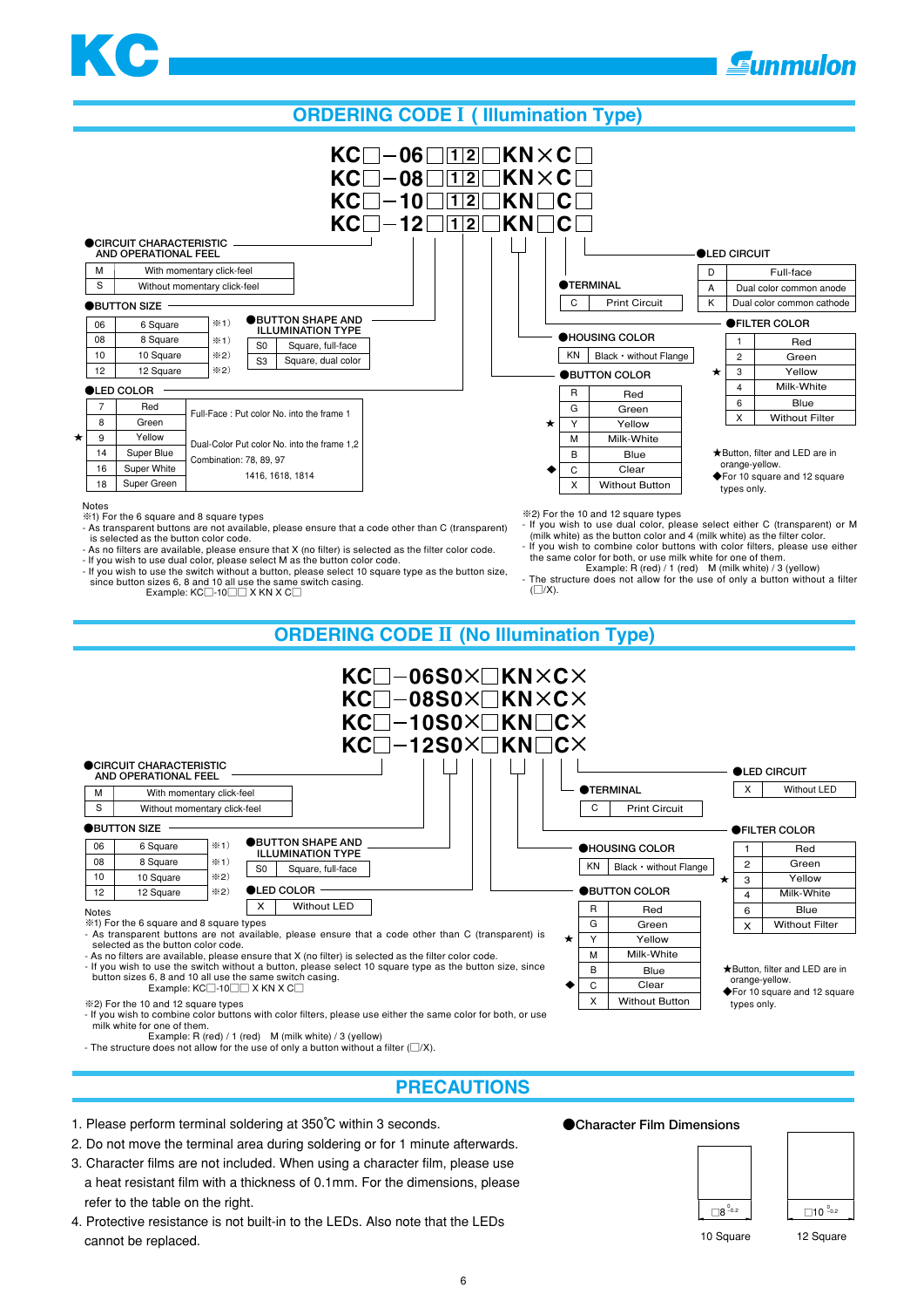## ORDERING CODE I ( Illumination Type)

KC□−06□[1][2]□KN×C□
KC□−08□[1][2]□KN×C□
KC□−10□[1][2]□KN□C□
KC□−12□[1][2]□KN□C□

●CIRCUIT CHARACTERISTIC AND OPERATIONAL FEEL

| | |
|---|---|
| M | With momentary click-feel |
| S | Without momentary click-feel |

●BUTTON SIZE

| | | |
|---|---|---|
| 06 | 6 Square | ※1) |
| 08 | 8 Square | ※1) |
| 10 | 10 Square | ※2) |
| 12 | 12 Square | ※2) |

●BUTTON SHAPE AND ILLUMINATION TYPE

| | |
|---|---|
| S0 | Square, full-face |
| S3 | Square, dual color |

●LED COLOR

| | | | |
|---|---|---|---|
| | 7 | Red | Full-Face : Put color No. into the frame 1 |
| | 8 | Green | |
| ★ | 9 | Yellow | |
| | 14 | Super Blue | Dual-Color Put color No. into the frame 1,2 Combination: 78, 89, 97 1416, 1618, 1814 |
| | 16 | Super White | |
| | 18 | Super Green | |

●TERMINAL

| | |
|---|---|
| C | Print Circuit |

●HOUSING COLOR

| | |
|---|---|
| KN | Black・without Flange |

●BUTTON COLOR

| | | |
|---|---|---|
| | R | Red |
| | G | Green |
| ★ | Y | Yellow |
| | M | Milk-White |
| | B | Blue |
| ◆ | C | Clear |
| | X | Without Button |

●LED CIRCUIT

| | |
|---|---|
| D | Full-face |
| A | Dual color common anode |
| K | Dual color common cathode |

●FILTER COLOR

| | | |
|---|---|---|
| | 1 | Red |
| | 2 | Green |
| ★ | 3 | Yellow |
| | 4 | Milk-White |
| | 6 | Blue |
| | X | Without Filter |

★Button, filter and LED are in orange-yellow.
◆For 10 square and 12 square types only.

Notes
※1) For the 6 square and 8 square types
- As transparent buttons are not available, please ensure that a code other than C (transparent) is selected as the button color code.
- As no filters are available, please ensure that X (no filter) is selected as the filter color code.
- If you wish to use dual color, please select M as the button color code.
- If you wish to use the switch without a button, please select 10 square type as the button size, since button sizes 6, 8 and 10 all use the same switch casing.
  Example: KC□-10□□ X KN X C□

※2) For the 10 and 12 square types
- If you wish to use dual color, please select either C (transparent) or M (milk white) as the button color and 4 (milk white) as the filter color.
- If you wish to combine color buttons with color filters, please use either the same color for both, or use milk white for one of them.
  Example: R (red) / 1 (red)  M (milk white) / 3 (yellow)
- The structure does not allow for the use of only a button without a filter (□/X).

## ORDERING CODE II (No Illumination Type)

KC□−06S0×□KN×C×
KC□−08S0×□KN×C×
KC□−10S0×□KN□C×
KC□−12S0×□KN□C×

●CIRCUIT CHARACTERISTIC AND OPERATIONAL FEEL

| | |
|---|---|
| M | With momentary click-feel |
| S | Without momentary click-feel |

●BUTTON SIZE

| | | |
|---|---|---|
| 06 | 6 Square | ※1) |
| 08 | 8 Square | ※1) |
| 10 | 10 Square | ※2) |
| 12 | 12 Square | ※2) |

●BUTTON SHAPE AND ILLUMINATION TYPE

| | |
|---|---|
| S0 | Square, full-face |

●LED COLOR

| | |
|---|---|
| X | Without LED |

●TERMINAL

| | |
|---|---|
| C | Print Circuit |

●HOUSING COLOR

| | |
|---|---|
| KN | Black・without Flange |

●BUTTON COLOR

| | | |
|---|---|---|
| | R | Red |
| | G | Green |
| ★ | Y | Yellow |
| | M | Milk-White |
| | B | Blue |
| ◆ | C | Clear |
| | X | Without Button |

●LED CIRCUIT

| | |
|---|---|
| X | Without LED |

●FILTER COLOR

| | | |
|---|---|---|
| | 1 | Red |
| | 2 | Green |
| ★ | 3 | Yellow |
| | 4 | Milk-White |
| | 6 | Blue |
| | X | Without Filter |

★Button, filter and LED are in orange-yellow.
◆For 10 square and 12 square types only.

Notes
※1) For the 6 square and 8 square types
- As transparent buttons are not available, please ensure that a code other than C (transparent) is selected as the button color code.
- As no filters are available, please ensure that X (no filter) is selected as the filter color code.
- If you wish to use the switch without a button, please select 10 square type as the button size, since button sizes 6, 8 and 10 all use the same switch casing.
  Example: KC□-10□□ X KN X C□

※2) For the 10 and 12 square types
- If you wish to combine color buttons with color filters, please use either the same color for both, or use milk white for one of them.
  Example: R (red) / 1 (red)  M (milk white) / 3 (yellow)
- The structure does not allow for the use of only a button without a filter (□/X).

## PRECAUTIONS

1. Please perform terminal soldering at 350℃ within 3 seconds.
2. Do not move the terminal area during soldering or for 1 minute afterwards.
3. Character films are not included. When using a character film, please use a heat resistant film with a thickness of 0.1mm. For the dimensions, please refer to the table on the right.
4. Protective resistance is not built-in to the LEDs. Also note that the LEDs cannot be replaced.

●Character Film Dimensions

□8 $^{0}_{-0.2}$
10 Square

□10 $^{0}_{-0.2}$
12 Square